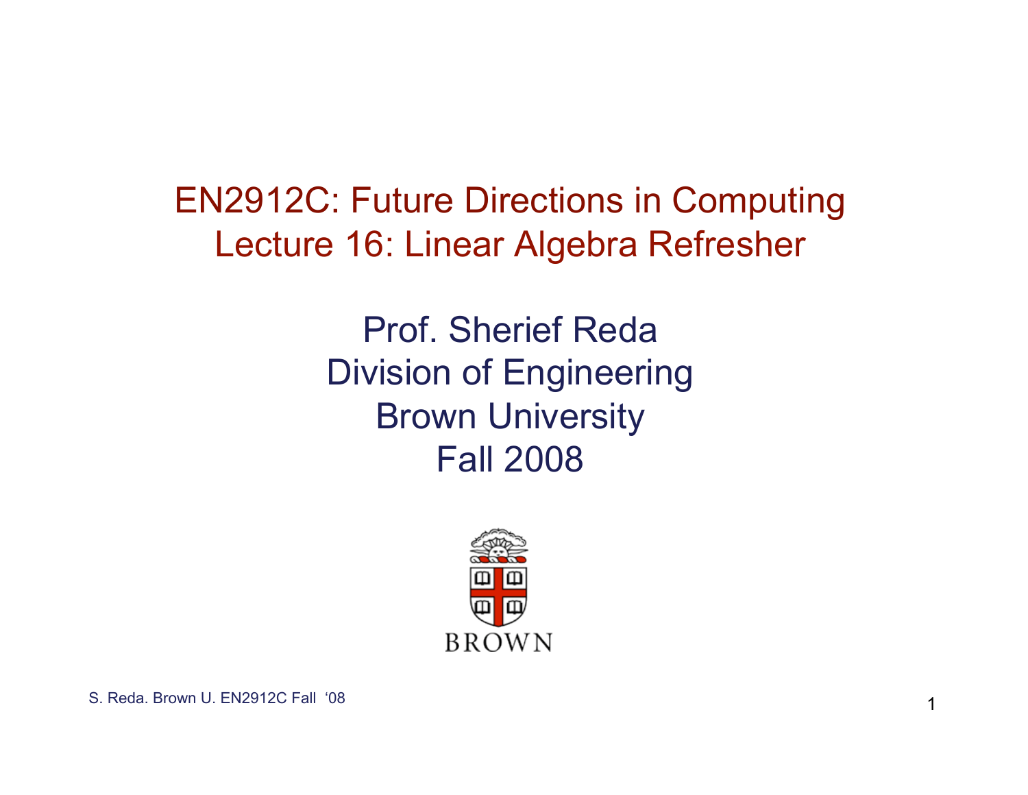# EN2912C: Future Directions in Computing
# Lecture 16: Linear Algebra Refresher

Prof. Sherief Reda
Division of Engineering
Brown University
Fall 2008

BROWN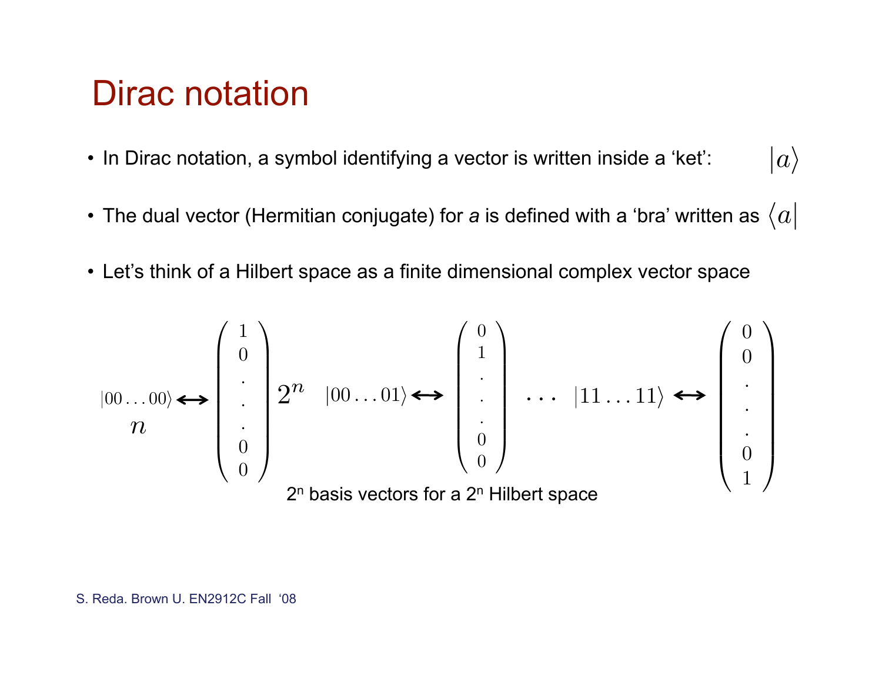# Dirac notation

- In Dirac notation, a symbol identifying a vector is written inside a 'ket': $|a\rangle$
- The dual vector (Hermitian conjugate) for *a* is defined with a 'bra' written as $\langle a|$
- Let's think of a Hilbert space as a finite dimensional complex vector space

$$
\underbrace{|00\ldots00\rangle}_{n} \leftrightarrow \begin{pmatrix} 1 \\ 0 \\ . \\ . \\ . \\ 0 \\ 0 \end{pmatrix} 2^n \quad |00\ldots01\rangle \leftrightarrow \begin{pmatrix} 0 \\ 1 \\ . \\ . \\ . \\ 0 \\ 0 \end{pmatrix} \quad \cdots \quad |11\ldots11\rangle \leftrightarrow \begin{pmatrix} 0 \\ 0 \\ . \\ . \\ . \\ 0 \\ 1 \end{pmatrix}
$$

$2^n$ basis vectors for a $2^n$ Hilbert space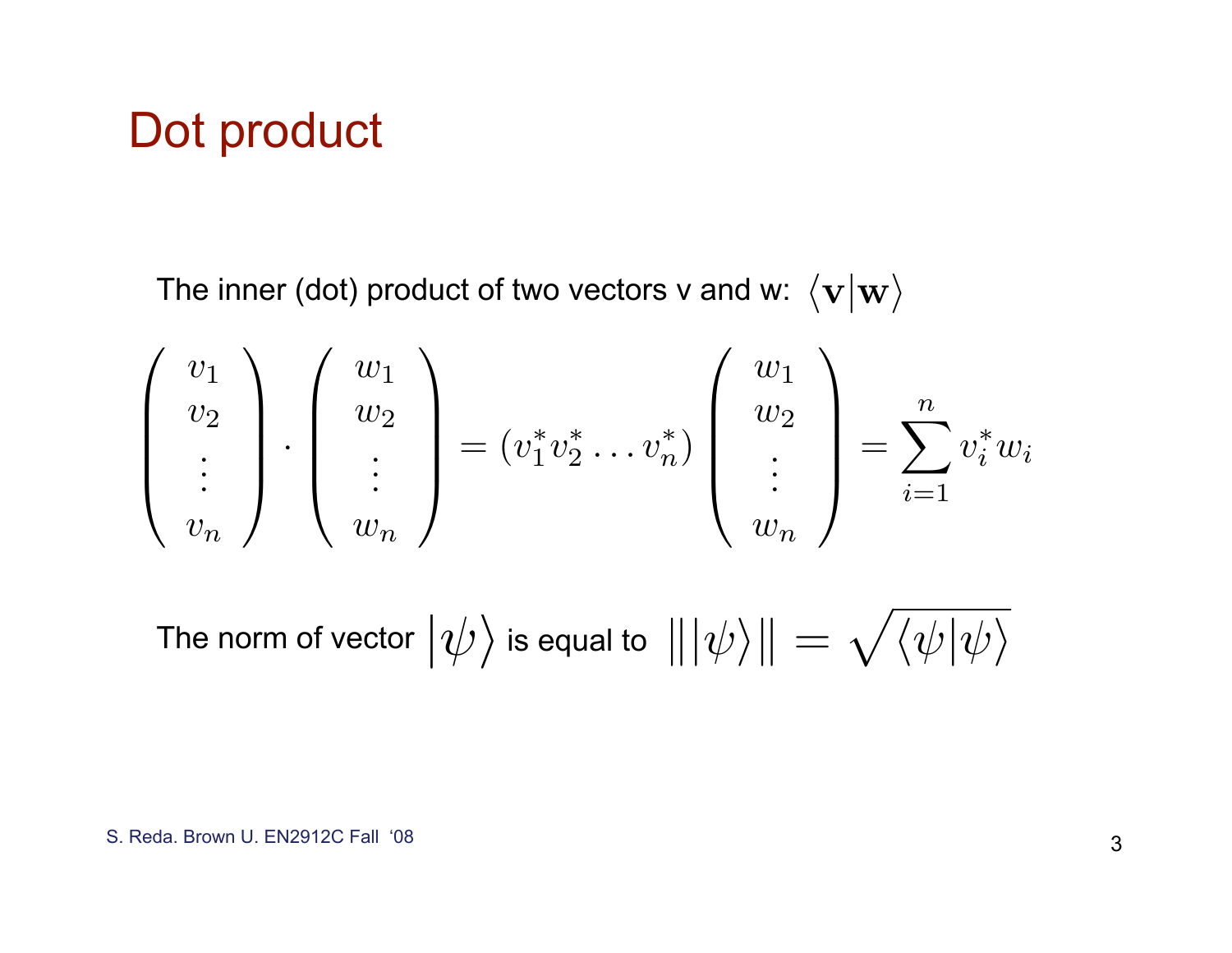# Dot product

The inner (dot) product of two vectors v and w: $\langle \mathbf{v} | \mathbf{w} \rangle$

$$
\begin{pmatrix} v_1 \\ v_2 \\ \vdots \\ v_n \end{pmatrix} \cdot \begin{pmatrix} w_1 \\ w_2 \\ \vdots \\ w_n \end{pmatrix} = (v_1^* v_2^* \ldots v_n^*) \begin{pmatrix} w_1 \\ w_2 \\ \vdots \\ w_n \end{pmatrix} = \sum_{i=1}^{n} v_i^* w_i
$$

The norm of vector $|\psi\rangle$ is equal to $\| |\psi\rangle \| = \sqrt{\langle \psi | \psi \rangle}$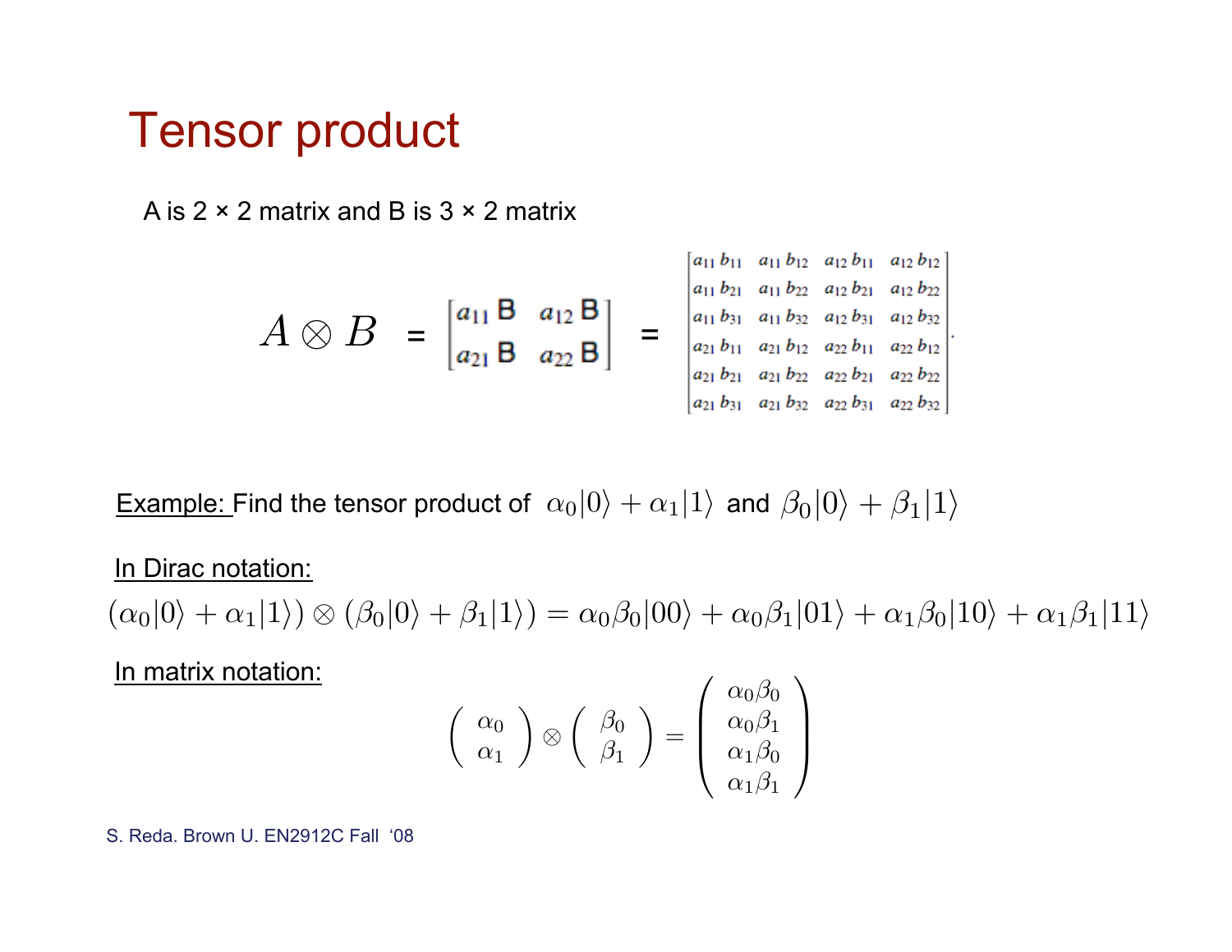# Tensor product

A is 2 × 2 matrix and B is 3 × 2 matrix

$$A \otimes B = \begin{bmatrix} a_{11}\,\mathrm{B} & a_{12}\,\mathrm{B} \\ a_{21}\,\mathrm{B} & a_{22}\,\mathrm{B} \end{bmatrix} = \begin{bmatrix} a_{11}b_{11} & a_{11}b_{12} & a_{12}b_{11} & a_{12}b_{12} \\ a_{11}b_{21} & a_{11}b_{22} & a_{12}b_{21} & a_{12}b_{22} \\ a_{11}b_{31} & a_{11}b_{32} & a_{12}b_{31} & a_{12}b_{32} \\ a_{21}b_{11} & a_{21}b_{12} & a_{22}b_{11} & a_{22}b_{12} \\ a_{21}b_{21} & a_{21}b_{22} & a_{22}b_{21} & a_{22}b_{22} \\ a_{21}b_{31} & a_{21}b_{32} & a_{22}b_{31} & a_{22}b_{32} \end{bmatrix}.$$

Example: Find the tensor product of $\alpha_0|0\rangle + \alpha_1|1\rangle$ and $\beta_0|0\rangle + \beta_1|1\rangle$

In Dirac notation:

$$(\alpha_0|0\rangle + \alpha_1|1\rangle) \otimes (\beta_0|0\rangle + \beta_1|1\rangle) = \alpha_0\beta_0|00\rangle + \alpha_0\beta_1|01\rangle + \alpha_1\beta_0|10\rangle + \alpha_1\beta_1|11\rangle$$

In matrix notation:

$$\begin{pmatrix} \alpha_0 \\ \alpha_1 \end{pmatrix} \otimes \begin{pmatrix} \beta_0 \\ \beta_1 \end{pmatrix} = \begin{pmatrix} \alpha_0\beta_0 \\ \alpha_0\beta_1 \\ \alpha_1\beta_0 \\ \alpha_1\beta_1 \end{pmatrix}$$

S. Reda. Brown U. EN2912C Fall '08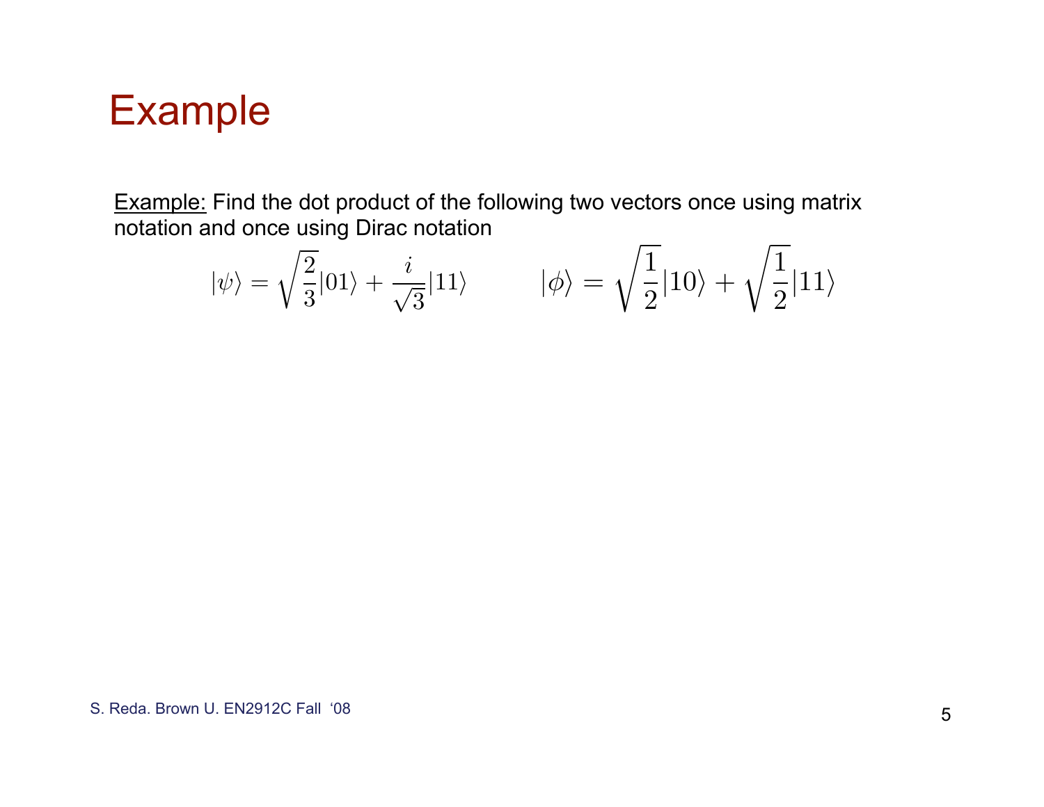# Example

<u>Example:</u> Find the dot product of the following two vectors once using matrix notation and once using Dirac notation

$$|\psi\rangle = \sqrt{\frac{2}{3}}|01\rangle + \frac{i}{\sqrt{3}}|11\rangle \qquad |\phi\rangle = \sqrt{\frac{1}{2}}|10\rangle + \sqrt{\frac{1}{2}}|11\rangle$$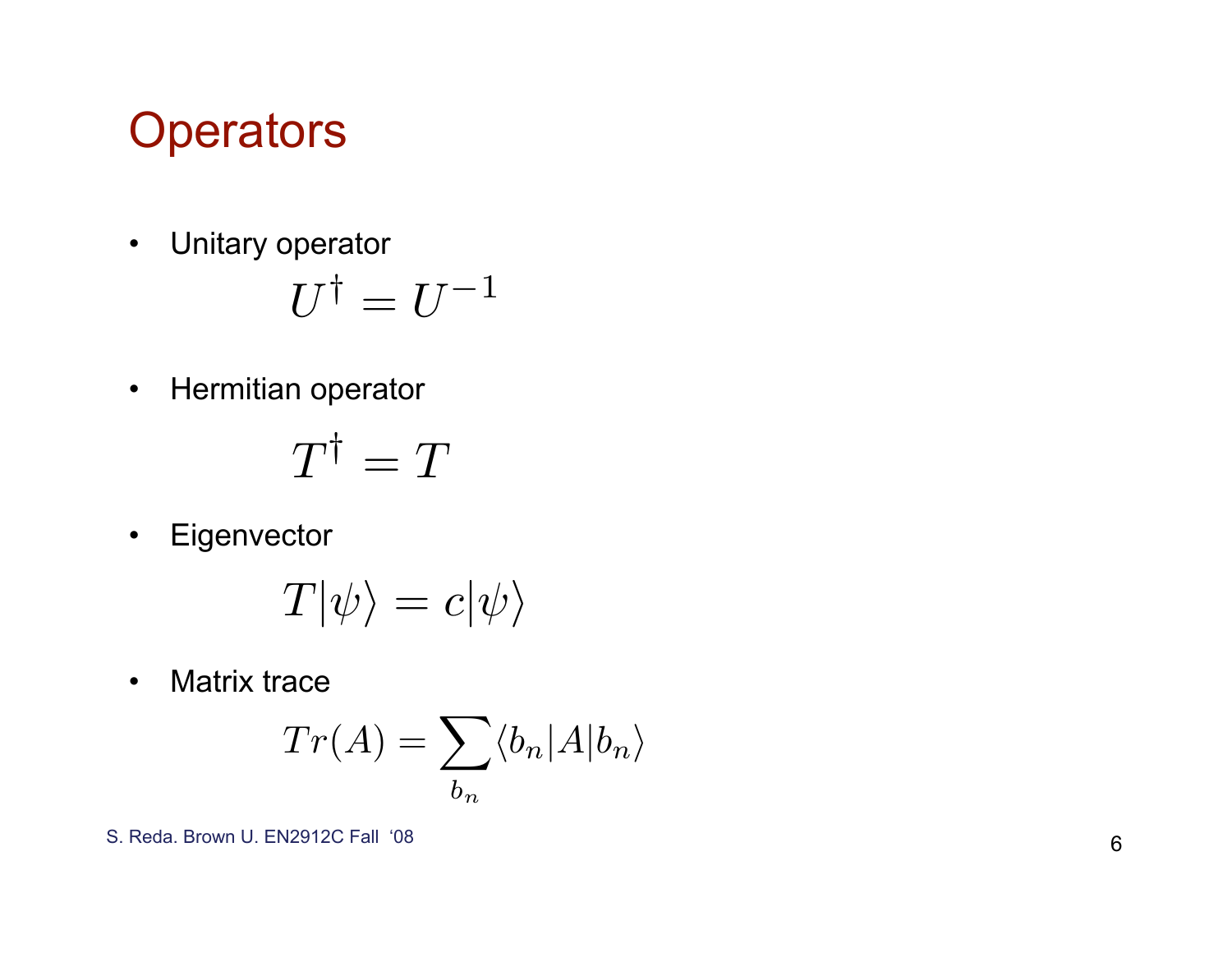# Operators

- Unitary operator

$$U^\dagger = U^{-1}$$

- Hermitian operator

$$T^\dagger = T$$

- Eigenvector

$$T|\psi\rangle = c|\psi\rangle$$

- Matrix trace

$$Tr(A) = \sum_{b_n} \langle b_n|A|b_n\rangle$$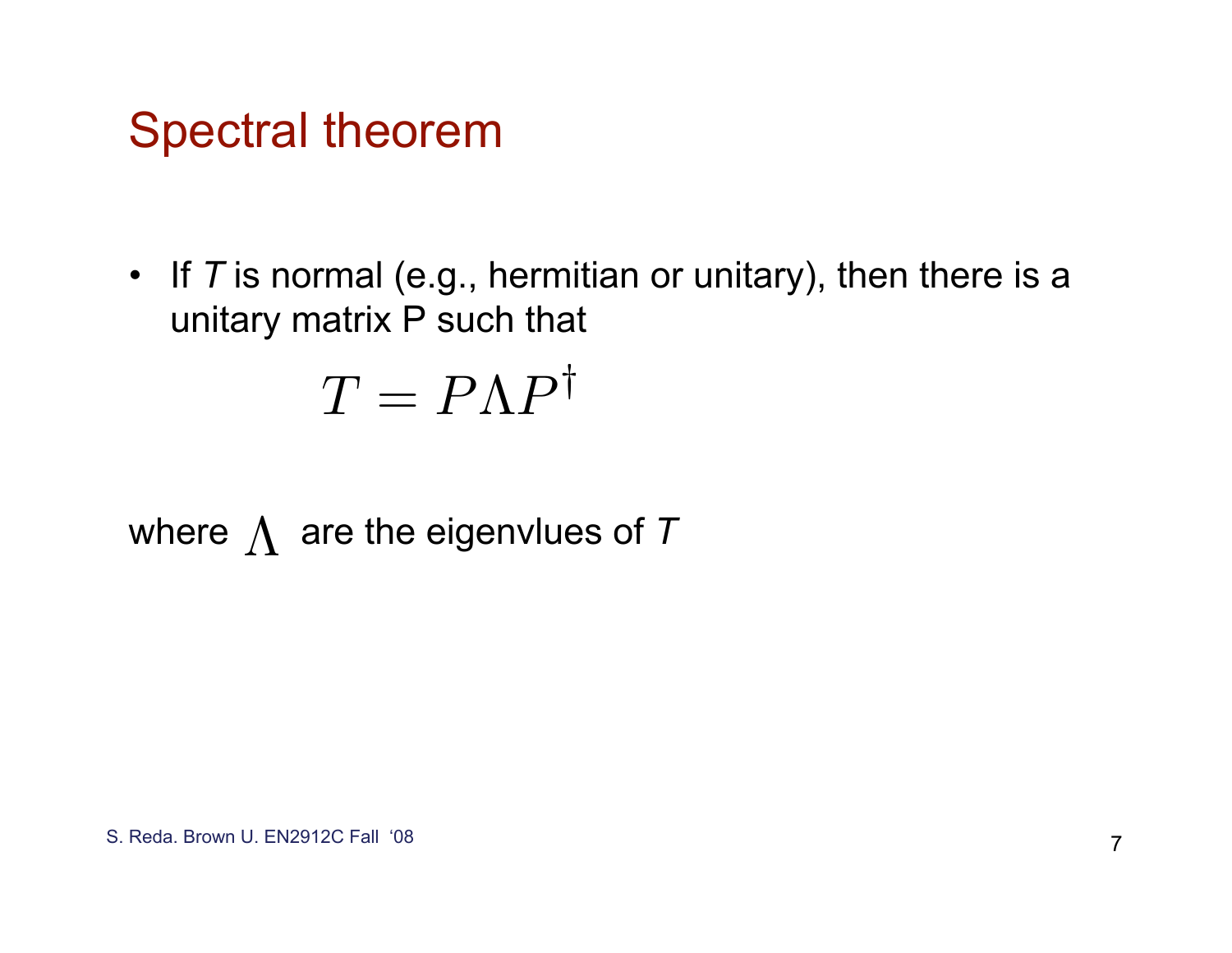# Spectral theorem

- If *T* is normal (e.g., hermitian or unitary), then there is a unitary matrix P such that

$$T = P\Lambda P^{\dagger}$$

where $\Lambda$ are the eigenvlues of *T*